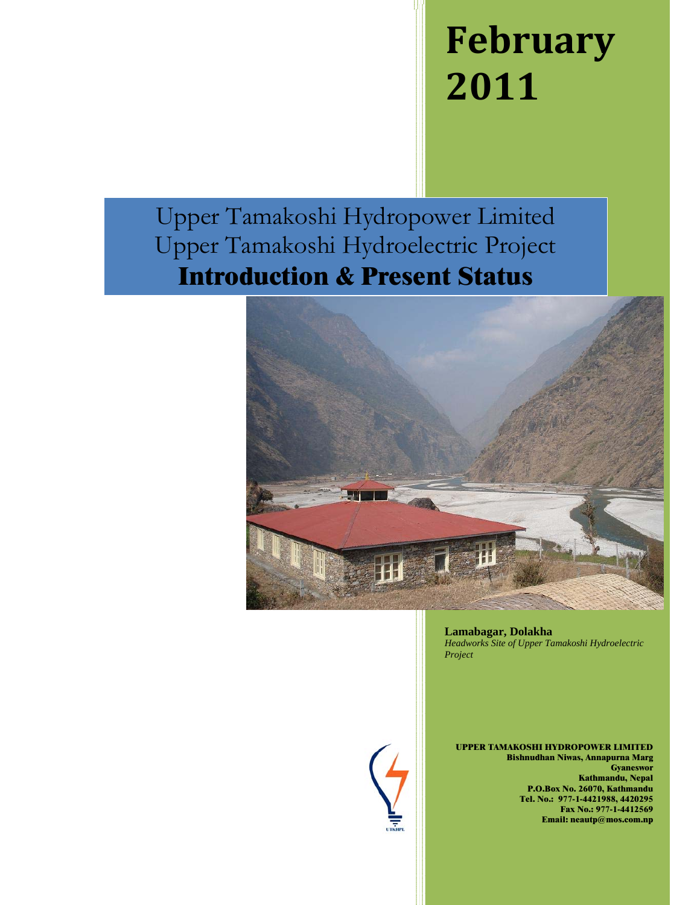# February 2011

Upper Tamakoshi Hydropower Limited
Upper Tamakoshi Hydroelectric Project

## Introduction & Present Status

**Lamabagar, Dolakha**
*Headworks Site of Upper Tamakoshi Hydroelectric Project*

**UPPER TAMAKOSHI HYDROPOWER LIMITED**
**Bishnudhan Niwas, Annapurna Marg**
**Gyaneswor**
**Kathmandu, Nepal**
**P.O.Box No. 26070, Kathmandu**
**Tel. No.: 977-1-4421988, 4420295**
**Fax No.: 977-1-4412569**
**Email: neautp@mos.com.np**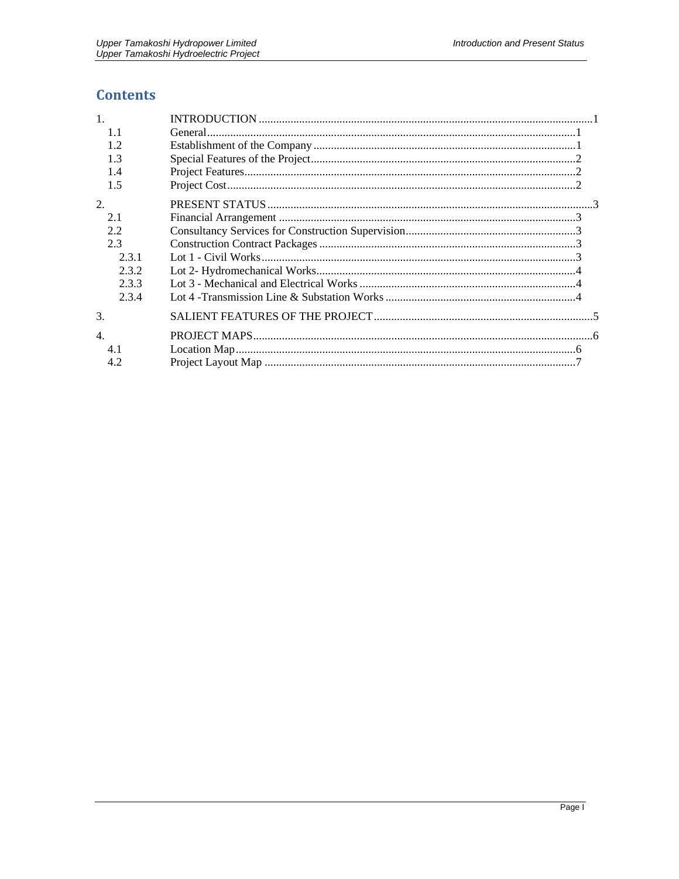# Contents

| | | |
|---|---|---|
| 1. | INTRODUCTION | 1 |
| 1.1 | General | 1 |
| 1.2 | Establishment of the Company | 1 |
| 1.3 | Special Features of the Project | 2 |
| 1.4 | Project Features | 2 |
| 1.5 | Project Cost | 2 |
| 2. | PRESENT STATUS | 3 |
| 2.1 | Financial Arrangement | 3 |
| 2.2 | Consultancy Services for Construction Supervision | 3 |
| 2.3 | Construction Contract Packages | 3 |
| 2.3.1 | Lot 1 - Civil Works | 3 |
| 2.3.2 | Lot 2- Hydromechanical Works | 4 |
| 2.3.3 | Lot 3 - Mechanical and Electrical Works | 4 |
| 2.3.4 | Lot 4 -Transmission Line & Substation Works | 4 |
| 3. | SALIENT FEATURES OF THE PROJECT | 5 |
| 4. | PROJECT MAPS | 6 |
| 4.1 | Location Map | 6 |
| 4.2 | Project Layout Map | 7 |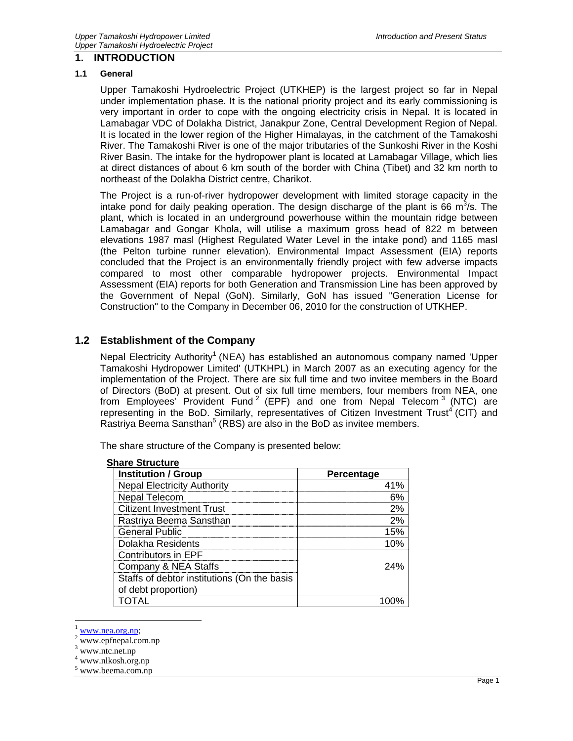# 1. INTRODUCTION

### 1.1 General

Upper Tamakoshi Hydroelectric Project (UTKHEP) is the largest project so far in Nepal under implementation phase. It is the national priority project and its early commissioning is very important in order to cope with the ongoing electricity crisis in Nepal. It is located in Lamabagar VDC of Dolakha District, Janakpur Zone, Central Development Region of Nepal. It is located in the lower region of the Higher Himalayas, in the catchment of the Tamakoshi River. The Tamakoshi River is one of the major tributaries of the Sunkoshi River in the Koshi River Basin. The intake for the hydropower plant is located at Lamabagar Village, which lies at direct distances of about 6 km south of the border with China (Tibet) and 32 km north to northeast of the Dolakha District centre, Charikot.

The Project is a run-of-river hydropower development with limited storage capacity in the intake pond for daily peaking operation. The design discharge of the plant is 66 $m^3/s$. The plant, which is located in an underground powerhouse within the mountain ridge between Lamabagar and Gongar Khola, will utilise a maximum gross head of 822 m between elevations 1987 masl (Highest Regulated Water Level in the intake pond) and 1165 masl (the Pelton turbine runner elevation). Environmental Impact Assessment (EIA) reports concluded that the Project is an environmentally friendly project with few adverse impacts compared to most other comparable hydropower projects. Environmental Impact Assessment (EIA) reports for both Generation and Transmission Line has been approved by the Government of Nepal (GoN). Similarly, GoN has issued "Generation License for Construction" to the Company in December 06, 2010 for the construction of UTKHEP.

## 1.2 Establishment of the Company

Nepal Electricity Authority[1] (NEA) has established an autonomous company named 'Upper Tamakoshi Hydropower Limited' (UTKHPL) in March 2007 as an executing agency for the implementation of the Project. There are six full time and two invitee members in the Board of Directors (BoD) at present. Out of six full time members, four members from NEA, one from Employees' Provident Fund[2] (EPF) and one from Nepal Telecom[3] (NTC) are representing in the BoD. Similarly, representatives of Citizen Investment Trust[4] (CIT) and Rastriya Beema Sansthan[5] (RBS) are also in the BoD as invitee members.

The share structure of the Company is presented below:

**Share Structure**

| Institution / Group | Percentage |
|---|---|
| Nepal Electricity Authority | 41% |
| Nepal Telecom | 6% |
| Citizent Investment Trust | 2% |
| Rastriya Beema Sansthan | 2% |
| General Public | 15% |
| Dolakha Residents | 10% |
| Contributors in EPF<br>Company & NEA Staffs<br>Staffs of debtor institutions (On the basis of debt proportion) | 24% |
| TOTAL | 100% |

[1] www.nea.org.np;
[2] www.epfnepal.com.np
[3] www.ntc.net.np
[4] www.nlkosh.org.np
[5] www.beema.com.np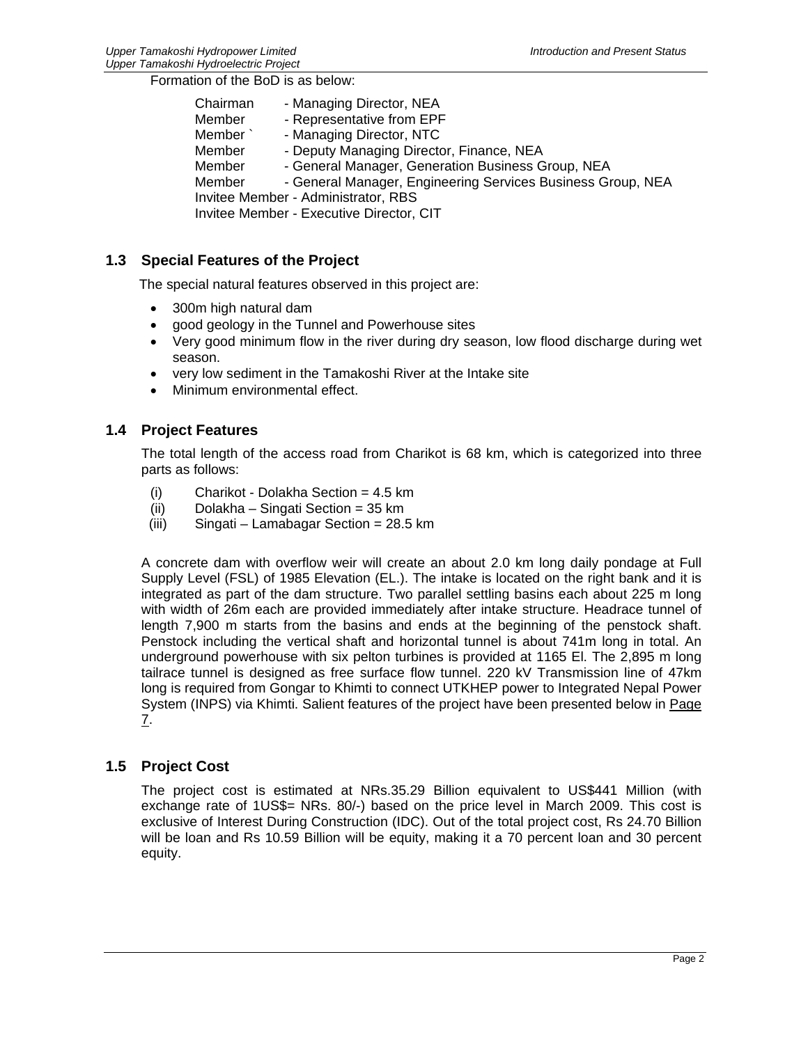Formation of the BoD is as below:

| | |
|---|---|
| Chairman | - Managing Director, NEA |
| Member | - Representative from EPF |
| Member ` | - Managing Director, NTC |
| Member | - Deputy Managing Director, Finance, NEA |
| Member | - General Manager, Generation Business Group, NEA |
| Member | - General Manager, Engineering Services Business Group, NEA |

Invitee Member - Administrator, RBS
Invitee Member - Executive Director, CIT

## 1.3 Special Features of the Project

The special natural features observed in this project are:

- 300m high natural dam
- good geology in the Tunnel and Powerhouse sites
- Very good minimum flow in the river during dry season, low flood discharge during wet season.
- very low sediment in the Tamakoshi River at the Intake site
- Minimum environmental effect.

## 1.4 Project Features

The total length of the access road from Charikot is 68 km, which is categorized into three parts as follows:

(i) Charikot - Dolakha Section = 4.5 km
(ii) Dolakha – Singati Section = 35 km
(iii) Singati – Lamabagar Section = 28.5 km

A concrete dam with overflow weir will create an about 2.0 km long daily pondage at Full Supply Level (FSL) of 1985 Elevation (EL.). The intake is located on the right bank and it is integrated as part of the dam structure. Two parallel settling basins each about 225 m long with width of 26m each are provided immediately after intake structure. Headrace tunnel of length 7,900 m starts from the basins and ends at the beginning of the penstock shaft. Penstock including the vertical shaft and horizontal tunnel is about 741m long in total. An underground powerhouse with six pelton turbines is provided at 1165 El. The 2,895 m long tailrace tunnel is designed as free surface flow tunnel. 220 kV Transmission line of 47km long is required from Gongar to Khimti to connect UTKHEP power to Integrated Nepal Power System (INPS) via Khimti. Salient features of the project have been presented below in Page 7.

## 1.5 Project Cost

The project cost is estimated at NRs.35.29 Billion equivalent to US$441 Million (with exchange rate of 1US$= NRs. 80/-) based on the price level in March 2009. This cost is exclusive of Interest During Construction (IDC). Out of the total project cost, Rs 24.70 Billion will be loan and Rs 10.59 Billion will be equity, making it a 70 percent loan and 30 percent equity.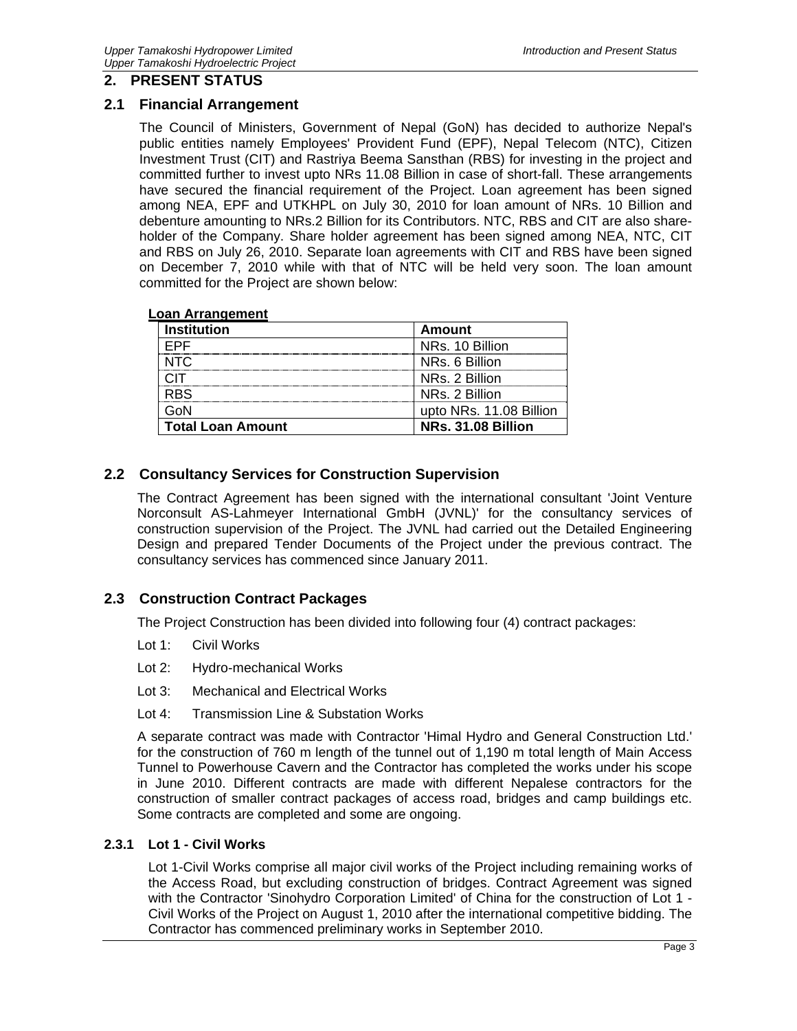## 2. PRESENT STATUS

### 2.1 Financial Arrangement

The Council of Ministers, Government of Nepal (GoN) has decided to authorize Nepal's public entities namely Employees' Provident Fund (EPF), Nepal Telecom (NTC), Citizen Investment Trust (CIT) and Rastriya Beema Sansthan (RBS) for investing in the project and committed further to invest upto NRs 11.08 Billion in case of short-fall. These arrangements have secured the financial requirement of the Project. Loan agreement has been signed among NEA, EPF and UTKHPL on July 30, 2010 for loan amount of NRs. 10 Billion and debenture amounting to NRs.2 Billion for its Contributors. NTC, RBS and CIT are also share-holder of the Company. Share holder agreement has been signed among NEA, NTC, CIT and RBS on July 26, 2010. Separate loan agreements with CIT and RBS have been signed on December 7, 2010 while with that of NTC will be held very soon. The loan amount committed for the Project are shown below:

**Loan Arrangement**

| Institution | Amount |
|---|---|
| EPF | NRs. 10 Billion |
| NTC | NRs. 6 Billion |
| CIT | NRs. 2 Billion |
| RBS | NRs. 2 Billion |
| GoN | upto NRs. 11.08 Billion |
| **Total Loan Amount** | **NRs. 31.08 Billion** |

### 2.2 Consultancy Services for Construction Supervision

The Contract Agreement has been signed with the international consultant 'Joint Venture Norconsult AS-Lahmeyer International GmbH (JVNL)' for the consultancy services of construction supervision of the Project. The JVNL had carried out the Detailed Engineering Design and prepared Tender Documents of the Project under the previous contract. The consultancy services has commenced since January 2011.

### 2.3 Construction Contract Packages

The Project Construction has been divided into following four (4) contract packages:

- Lot 1: Civil Works
- Lot 2: Hydro-mechanical Works
- Lot 3: Mechanical and Electrical Works
- Lot 4: Transmission Line & Substation Works

A separate contract was made with Contractor 'Himal Hydro and General Construction Ltd.' for the construction of 760 m length of the tunnel out of 1,190 m total length of Main Access Tunnel to Powerhouse Cavern and the Contractor has completed the works under his scope in June 2010. Different contracts are made with different Nepalese contractors for the construction of smaller contract packages of access road, bridges and camp buildings etc. Some contracts are completed and some are ongoing.

#### 2.3.1 Lot 1 - Civil Works

Lot 1-Civil Works comprise all major civil works of the Project including remaining works of the Access Road, but excluding construction of bridges. Contract Agreement was signed with the Contractor 'Sinohydro Corporation Limited' of China for the construction of Lot 1 - Civil Works of the Project on August 1, 2010 after the international competitive bidding. The Contractor has commenced preliminary works in September 2010.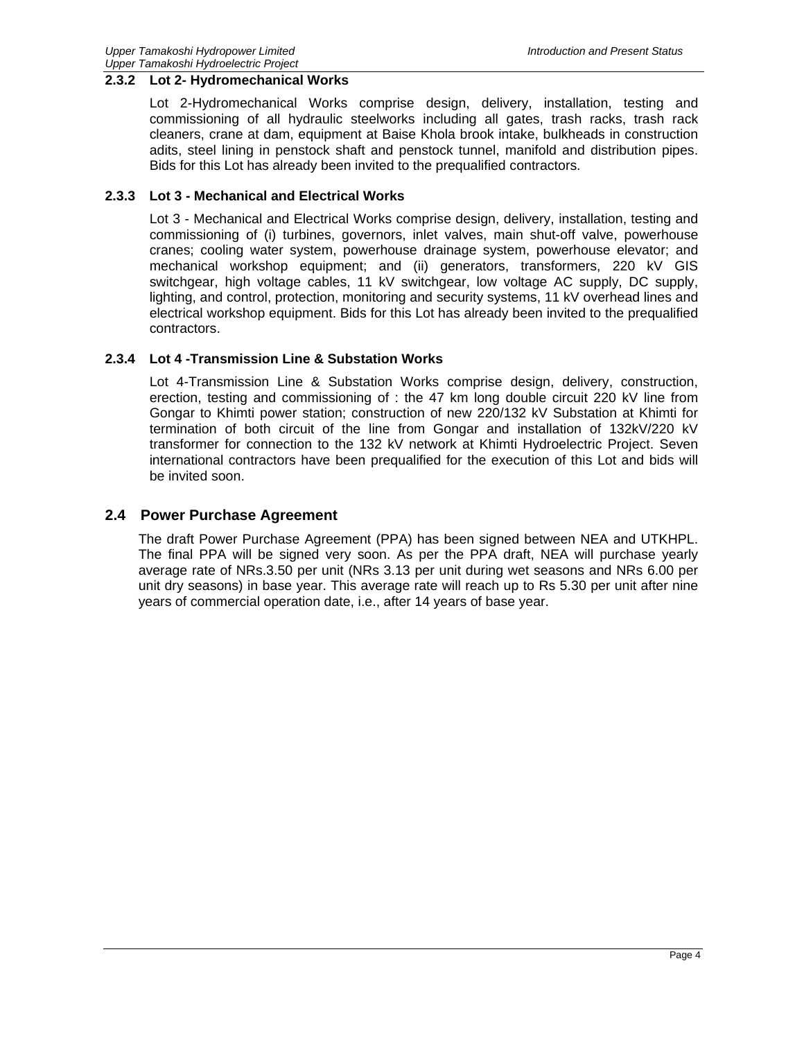### 2.3.2 Lot 2- Hydromechanical Works

Lot 2-Hydromechanical Works comprise design, delivery, installation, testing and commissioning of all hydraulic steelworks including all gates, trash racks, trash rack cleaners, crane at dam, equipment at Baise Khola brook intake, bulkheads in construction adits, steel lining in penstock shaft and penstock tunnel, manifold and distribution pipes. Bids for this Lot has already been invited to the prequalified contractors.

### 2.3.3 Lot 3 - Mechanical and Electrical Works

Lot 3 - Mechanical and Electrical Works comprise design, delivery, installation, testing and commissioning of (i) turbines, governors, inlet valves, main shut-off valve, powerhouse cranes; cooling water system, powerhouse drainage system, powerhouse elevator; and mechanical workshop equipment; and (ii) generators, transformers, 220 kV GIS switchgear, high voltage cables, 11 kV switchgear, low voltage AC supply, DC supply, lighting, and control, protection, monitoring and security systems, 11 kV overhead lines and electrical workshop equipment. Bids for this Lot has already been invited to the prequalified contractors.

### 2.3.4 Lot 4 -Transmission Line & Substation Works

Lot 4-Transmission Line & Substation Works comprise design, delivery, construction, erection, testing and commissioning of : the 47 km long double circuit 220 kV line from Gongar to Khimti power station; construction of new 220/132 kV Substation at Khimti for termination of both circuit of the line from Gongar and installation of 132kV/220 kV transformer for connection to the 132 kV network at Khimti Hydroelectric Project. Seven international contractors have been prequalified for the execution of this Lot and bids will be invited soon.

## 2.4 Power Purchase Agreement

The draft Power Purchase Agreement (PPA) has been signed between NEA and UTKHPL. The final PPA will be signed very soon. As per the PPA draft, NEA will purchase yearly average rate of NRs.3.50 per unit (NRs 3.13 per unit during wet seasons and NRs 6.00 per unit dry seasons) in base year. This average rate will reach up to Rs 5.30 per unit after nine years of commercial operation date, i.e., after 14 years of base year.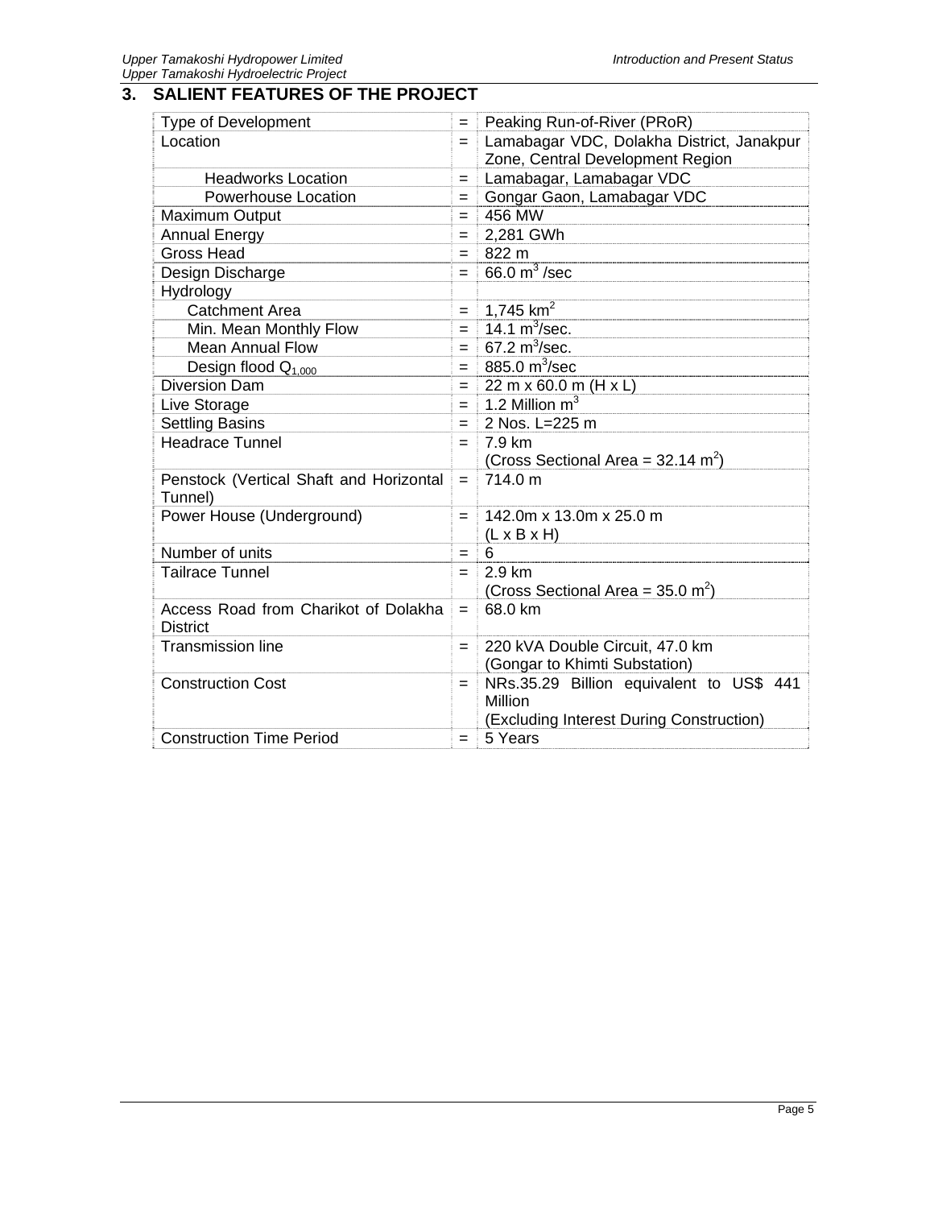## 3. SALIENT FEATURES OF THE PROJECT

| | | |
|---|---|---|
| Type of Development | = | Peaking Run-of-River (PRoR) |
| Location | = | Lamabagar VDC, Dolakha District, Janakpur Zone, Central Development Region |
| Headworks Location | = | Lamabagar, Lamabagar VDC |
| Powerhouse Location | = | Gongar Gaon, Lamabagar VDC |
| Maximum Output | = | 456 MW |
| Annual Energy | = | 2,281 GWh |
| Gross Head | = | 822 m |
| Design Discharge | = | 66.0 $m^3$ /sec |
| Hydrology | | |
| Catchment Area | = | 1,745 $km^2$ |
| Min. Mean Monthly Flow | = | 14.1 $m^3$/sec. |
| Mean Annual Flow | = | 67.2 $m^3$/sec. |
| Design flood $Q_{1,000}$ | = | 885.0 $m^3$/sec |
| Diversion Dam | = | 22 m x 60.0 m (H x L) |
| Live Storage | = | 1.2 Million $m^3$ |
| Settling Basins | = | 2 Nos. L=225 m |
| Headrace Tunnel | = | 7.9 km (Cross Sectional Area = 32.14 $m^2$) |
| Penstock (Vertical Shaft and Horizontal Tunnel) | = | 714.0 m |
| Power House (Underground) | = | 142.0m x 13.0m x 25.0 m (L x B x H) |
| Number of units | = | 6 |
| Tailrace Tunnel | = | 2.9 km (Cross Sectional Area = 35.0 $m^2$) |
| Access Road from Charikot of Dolakha District | = | 68.0 km |
| Transmission line | = | 220 kVA Double Circuit, 47.0 km (Gongar to Khimti Substation) |
| Construction Cost | = | NRs.35.29 Billion equivalent to US$ 441 Million (Excluding Interest During Construction) |
| Construction Time Period | = | 5 Years |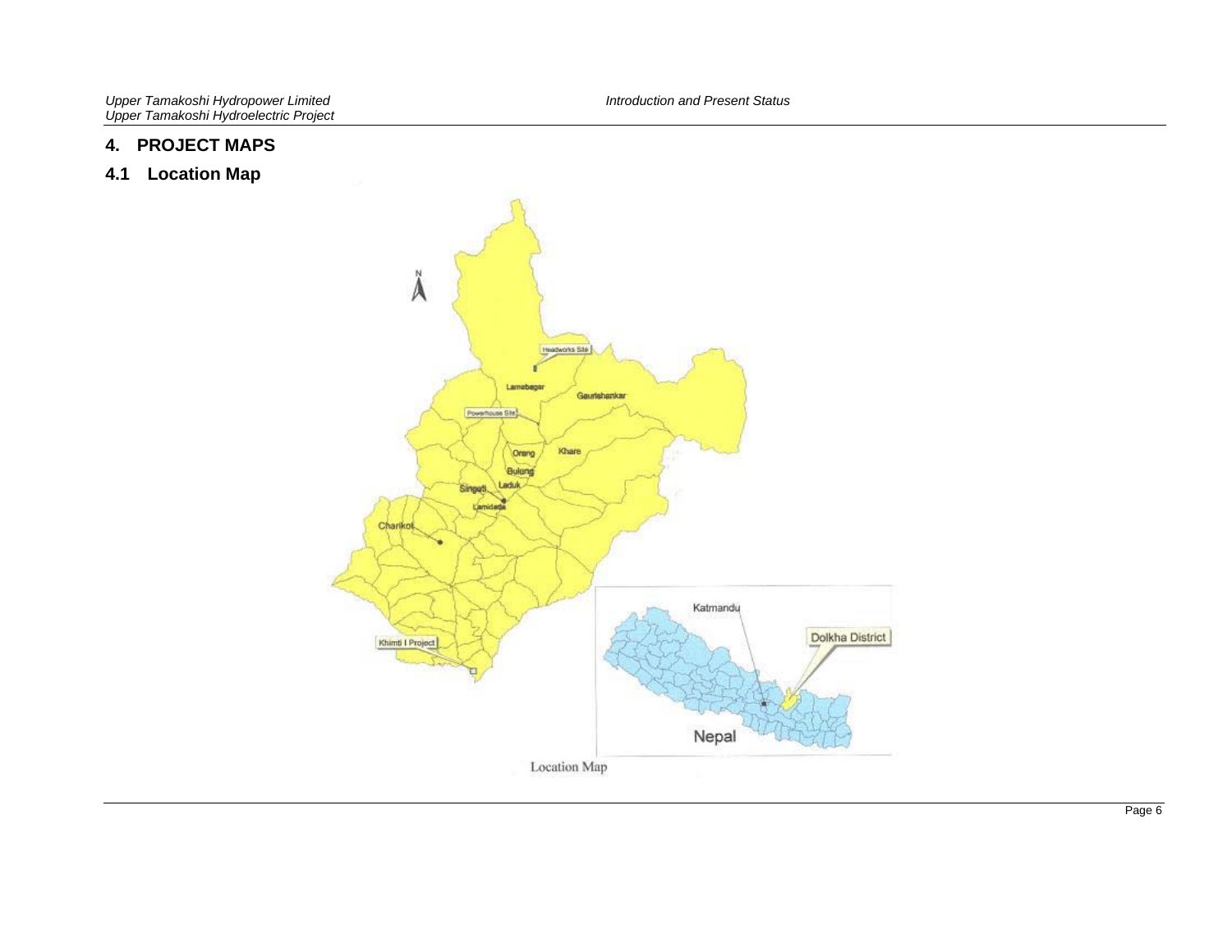# 4. PROJECT MAPS

## 4.1 Location Map

Location Map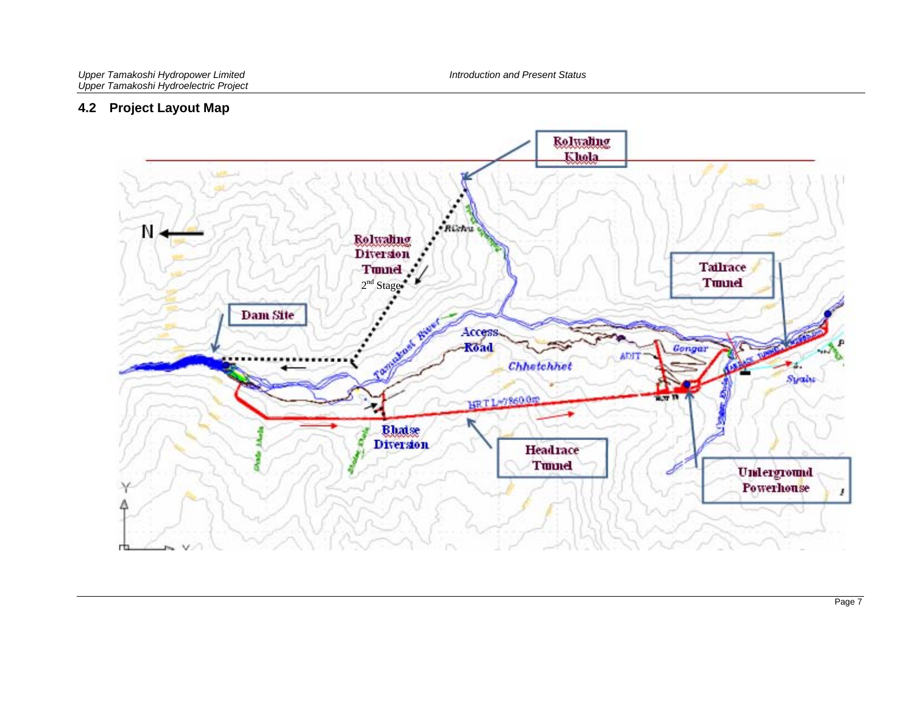## 4.2 Project Layout Map

Rolwaling Khola

N

Rolwaling Diversion Tunnel 2nd Stage

Tailrace Tunnel

Dam Site

Access Road

Chhetchhet

Gongar

ADIT

HRT L=7860.0m

Syalu

Bhaise Diversion

Headrace Tunnel

Underground Powerhouse